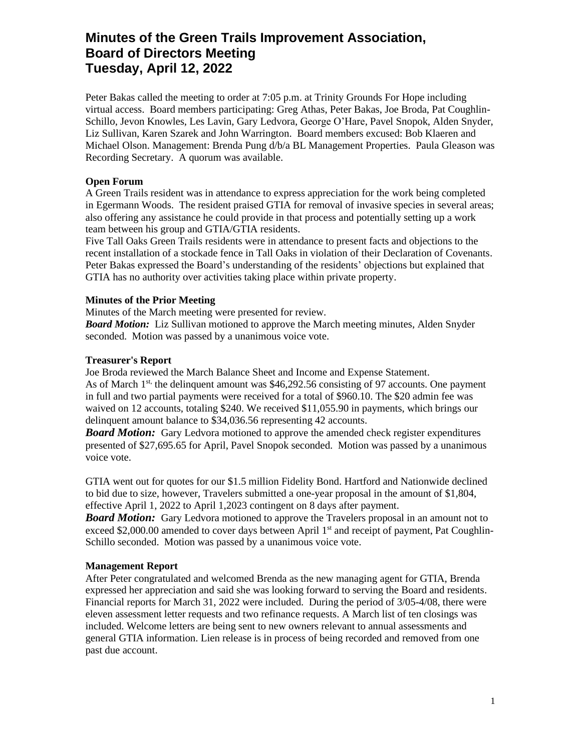# Minutes of the Green Trails Improvement Association, Board of Directors Meeting Tuesday, April 12, 2022

Peter Bakas called the meeting to order at 7:05 p.m. at Trinity Grounds For Hope including virtual access. Board members participating: Greg Athas, Peter Bakas, Joe Broda, Pat Coughlin-Schillo, Jevon Knowles, Les Lavin, Gary Ledvora, George O'Hare, Pavel Snopok, Alden Snyder, Liz Sullivan, Karen Szarek and John Warrington. Board members excused: Bob Klaeren and Michael Olson. Management: Brenda Pung d/b/a BL Management Properties. Paula Gleason was Recording Secretary. A quorum was available.

**Open Forum**

A Green Trails resident was in attendance to express appreciation for the work being completed in Egermann Woods. The resident praised GTIA for removal of invasive species in several areas; also offering any assistance he could provide in that process and potentially setting up a work team between his group and GTIA/GTIA residents.

Five Tall Oaks Green Trails residents were in attendance to present facts and objections to the recent installation of a stockade fence in Tall Oaks in violation of their Declaration of Covenants. Peter Bakas expressed the Board's understanding of the residents' objections but explained that GTIA has no authority over activities taking place within private property.

**Minutes of the Prior Meeting**

Minutes of the March meeting were presented for review.

***Board Motion:*** Liz Sullivan motioned to approve the March meeting minutes, Alden Snyder seconded. Motion was passed by a unanimous voice vote.

**Treasurer's Report**

Joe Broda reviewed the March Balance Sheet and Income and Expense Statement.

As of March 1st, the delinquent amount was $46,292.56 consisting of 97 accounts. One payment in full and two partial payments were received for a total of $960.10. The $20 admin fee was waived on 12 accounts, totaling $240. We received $11,055.90 in payments, which brings our delinquent amount balance to $34,036.56 representing 42 accounts.

***Board Motion:*** Gary Ledvora motioned to approve the amended check register expenditures presented of $27,695.65 for April, Pavel Snopok seconded. Motion was passed by a unanimous voice vote.

GTIA went out for quotes for our $1.5 million Fidelity Bond. Hartford and Nationwide declined to bid due to size, however, Travelers submitted a one-year proposal in the amount of $1,804, effective April 1, 2022 to April 1,2023 contingent on 8 days after payment.

***Board Motion:*** Gary Ledvora motioned to approve the Travelers proposal in an amount not to exceed $2,000.00 amended to cover days between April 1st and receipt of payment, Pat Coughlin-Schillo seconded. Motion was passed by a unanimous voice vote.

**Management Report**

After Peter congratulated and welcomed Brenda as the new managing agent for GTIA, Brenda expressed her appreciation and said she was looking forward to serving the Board and residents. Financial reports for March 31, 2022 were included. During the period of 3/05-4/08, there were eleven assessment letter requests and two refinance requests. A March list of ten closings was included. Welcome letters are being sent to new owners relevant to annual assessments and general GTIA information. Lien release is in process of being recorded and removed from one past due account.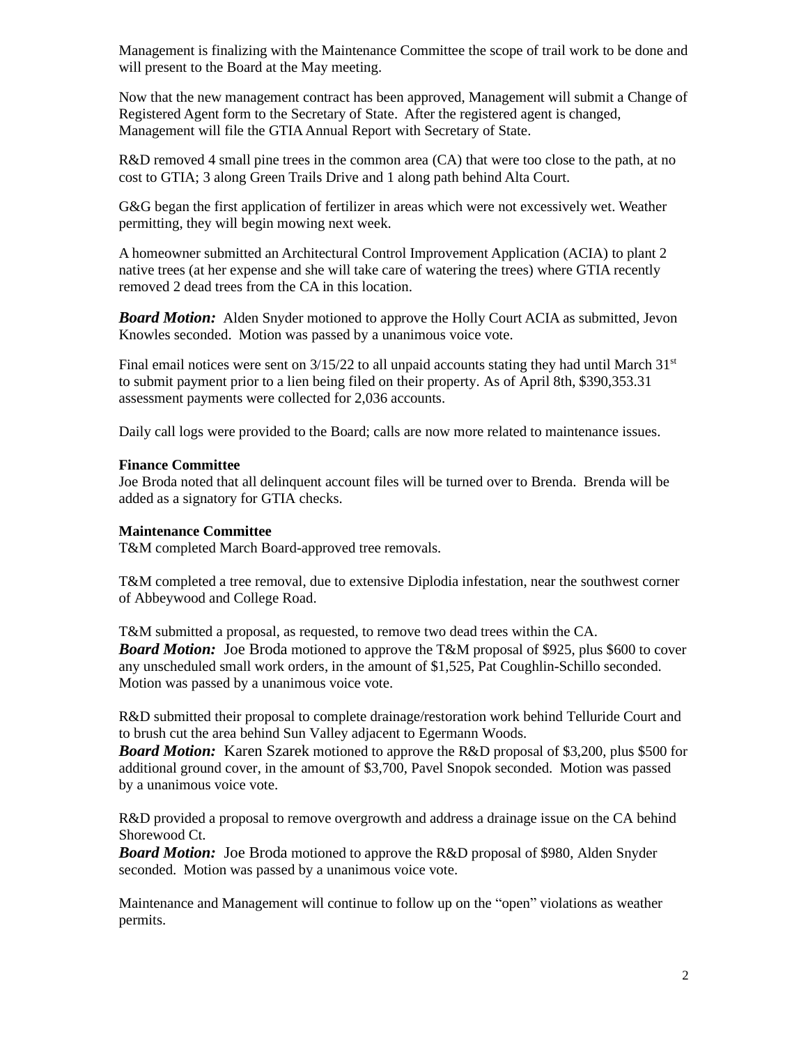Management is finalizing with the Maintenance Committee the scope of trail work to be done and will present to the Board at the May meeting.

Now that the new management contract has been approved, Management will submit a Change of Registered Agent form to the Secretary of State. After the registered agent is changed, Management will file the GTIA Annual Report with Secretary of State.

R&D removed 4 small pine trees in the common area (CA) that were too close to the path, at no cost to GTIA; 3 along Green Trails Drive and 1 along path behind Alta Court.

G&G began the first application of fertilizer in areas which were not excessively wet. Weather permitting, they will begin mowing next week.

A homeowner submitted an Architectural Control Improvement Application (ACIA) to plant 2 native trees (at her expense and she will take care of watering the trees) where GTIA recently removed 2 dead trees from the CA in this location.

***Board Motion:*** Alden Snyder motioned to approve the Holly Court ACIA as submitted, Jevon Knowles seconded. Motion was passed by a unanimous voice vote.

Final email notices were sent on 3/15/22 to all unpaid accounts stating they had until March 31st to submit payment prior to a lien being filed on their property. As of April 8th, $390,353.31 assessment payments were collected for 2,036 accounts.

Daily call logs were provided to the Board; calls are now more related to maintenance issues.

**Finance Committee**
Joe Broda noted that all delinquent account files will be turned over to Brenda. Brenda will be added as a signatory for GTIA checks.

**Maintenance Committee**
T&M completed March Board-approved tree removals.

T&M completed a tree removal, due to extensive Diplodia infestation, near the southwest corner of Abbeywood and College Road.

T&M submitted a proposal, as requested, to remove two dead trees within the CA.
***Board Motion:*** Joe Broda motioned to approve the T&M proposal of $925, plus $600 to cover any unscheduled small work orders, in the amount of $1,525, Pat Coughlin-Schillo seconded. Motion was passed by a unanimous voice vote.

R&D submitted their proposal to complete drainage/restoration work behind Telluride Court and to brush cut the area behind Sun Valley adjacent to Egermann Woods.
***Board Motion:*** Karen Szarek motioned to approve the R&D proposal of $3,200, plus $500 for additional ground cover, in the amount of $3,700, Pavel Snopok seconded. Motion was passed by a unanimous voice vote.

R&D provided a proposal to remove overgrowth and address a drainage issue on the CA behind Shorewood Ct.
***Board Motion:*** Joe Broda motioned to approve the R&D proposal of $980, Alden Snyder seconded. Motion was passed by a unanimous voice vote.

Maintenance and Management will continue to follow up on the "open" violations as weather permits.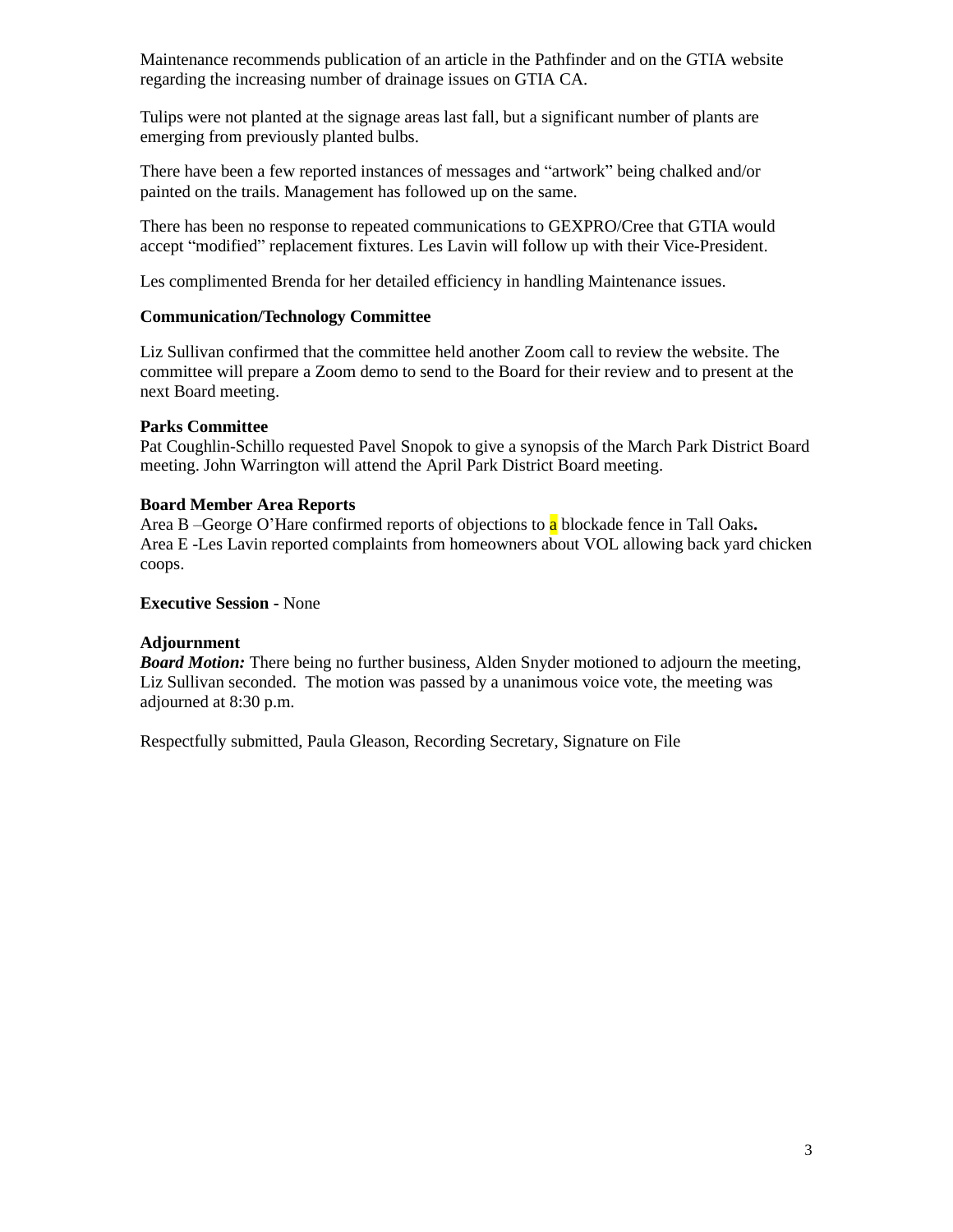Maintenance recommends publication of an article in the Pathfinder and on the GTIA website regarding the increasing number of drainage issues on GTIA CA.

Tulips were not planted at the signage areas last fall, but a significant number of plants are emerging from previously planted bulbs.

There have been a few reported instances of messages and "artwork" being chalked and/or painted on the trails. Management has followed up on the same.

There has been no response to repeated communications to GEXPRO/Cree that GTIA would accept "modified" replacement fixtures. Les Lavin will follow up with their Vice-President.

Les complimented Brenda for her detailed efficiency in handling Maintenance issues.

**Communication/Technology Committee**

Liz Sullivan confirmed that the committee held another Zoom call to review the website. The committee will prepare a Zoom demo to send to the Board for their review and to present at the next Board meeting.

**Parks Committee**

Pat Coughlin-Schillo requested Pavel Snopok to give a synopsis of the March Park District Board meeting. John Warrington will attend the April Park District Board meeting.

**Board Member Area Reports**

Area B –George O'Hare confirmed reports of objections to a blockade fence in Tall Oaks.
Area E -Les Lavin reported complaints from homeowners about VOL allowing back yard chicken coops.

**Executive Session -** None

**Adjournment**

***Board Motion:*** There being no further business, Alden Snyder motioned to adjourn the meeting, Liz Sullivan seconded. The motion was passed by a unanimous voice vote, the meeting was adjourned at 8:30 p.m.

Respectfully submitted, Paula Gleason, Recording Secretary, Signature on File